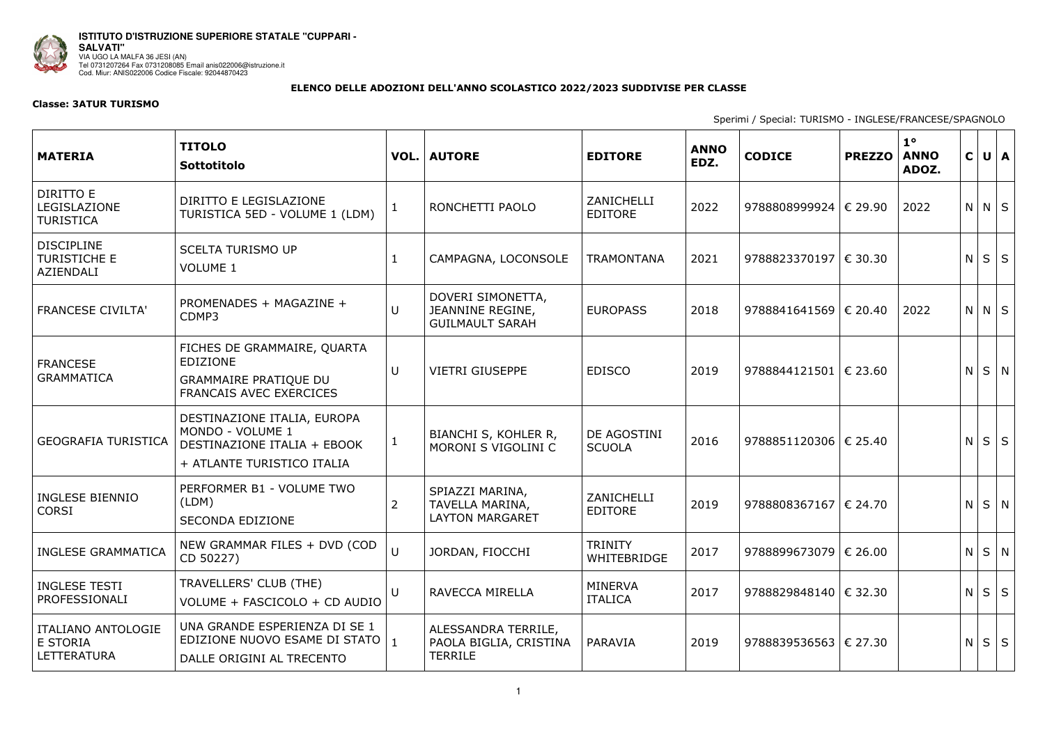**ISTITUTO D'ISTRUZIONE SUPERIORE STATALE "CUPPARI - SALVATI"**
VIA UGO LA MALFA 36 JESI (AN)
Tel 0731207264 Fax 0731208085 Email anis022006@istruzione.it
Cod. Miur: ANIS022006 Codice Fiscale: 92044870423

**ELENCO DELLE ADOZIONI DELL'ANNO SCOLASTICO 2022/2023 SUDDIVISE PER CLASSE**

**Classe: 3ATUR TURISMO**

Sperimi / Special: TURISMO - INGLESE/FRANCESE/SPAGNOLO

| MATERIA | TITOLO Sottotitolo | VOL. | AUTORE | EDITORE | ANNO EDZ. | CODICE | PREZZO | 1° ANNO ADOZ. | C | U | A |
|---|---|---|---|---|---|---|---|---|---|---|---|
| DIRITTO E LEGISLAZIONE TURISTICA | DIRITTO E LEGISLAZIONE TURISTICA 5ED - VOLUME 1 (LDM) | 1 | RONCHETTI PAOLO | ZANICHELLI EDITORE | 2022 | 9788808999924 | € 29.90 | 2022 | N | N | S |
| DISCIPLINE TURISTICHE E AZIENDALI | SCELTA TURISMO UP VOLUME 1 | 1 | CAMPAGNA, LOCONSOLE | TRAMONTANA | 2021 | 9788823370197 | € 30.30 | | N | S | S |
| FRANCESE CIVILTA' | PROMENADES + MAGAZINE + CDMP3 | U | DOVERI SIMONETTA, JEANNINE REGINE, GUILMAULT SARAH | EUROPASS | 2018 | 9788841641569 | € 20.40 | 2022 | N | N | S |
| FRANCESE GRAMMATICA | FICHES DE GRAMMAIRE, QUARTA EDIZIONE GRAMMAIRE PRATIQUE DU FRANCAIS AVEC EXERCICES | U | VIETRI GIUSEPPE | EDISCO | 2019 | 9788844121501 | € 23.60 | | N | S | N |
| GEOGRAFIA TURISTICA | DESTINAZIONE ITALIA, EUROPA MONDO - VOLUME 1 DESTINAZIONE ITALIA + EBOOK + ATLANTE TURISTICO ITALIA | 1 | BIANCHI S, KOHLER R, MORONI S VIGOLINI C | DE AGOSTINI SCUOLA | 2016 | 9788851120306 | € 25.40 | | N | S | S |
| INGLESE BIENNIO CORSI | PERFORMER B1 - VOLUME TWO (LDM) SECONDA EDIZIONE | 2 | SPIAZZI MARINA, TAVELLA MARINA, LAYTON MARGARET | ZANICHELLI EDITORE | 2019 | 9788808367167 | € 24.70 | | N | S | N |
| INGLESE GRAMMATICA | NEW GRAMMAR FILES + DVD (COD CD 50227) | U | JORDAN, FIOCCHI | TRINITY WHITEBRIDGE | 2017 | 9788899673079 | € 26.00 | | N | S | N |
| INGLESE TESTI PROFESSIONALI | TRAVELLERS' CLUB (THE) VOLUME + FASCICOLO + CD AUDIO | U | RAVECCA MIRELLA | MINERVA ITALICA | 2017 | 9788829848140 | € 32.30 | | N | S | S |
| ITALIANO ANTOLOGIE E STORIA LETTERATURA | UNA GRANDE ESPERIENZA DI SE 1 EDIZIONE NUOVO ESAME DI STATO DALLE ORIGINI AL TRECENTO | 1 | ALESSANDRA TERRILE, PAOLA BIGLIA, CRISTINA TERRILE | PARAVIA | 2019 | 9788839536563 | € 27.30 | | N | S | S |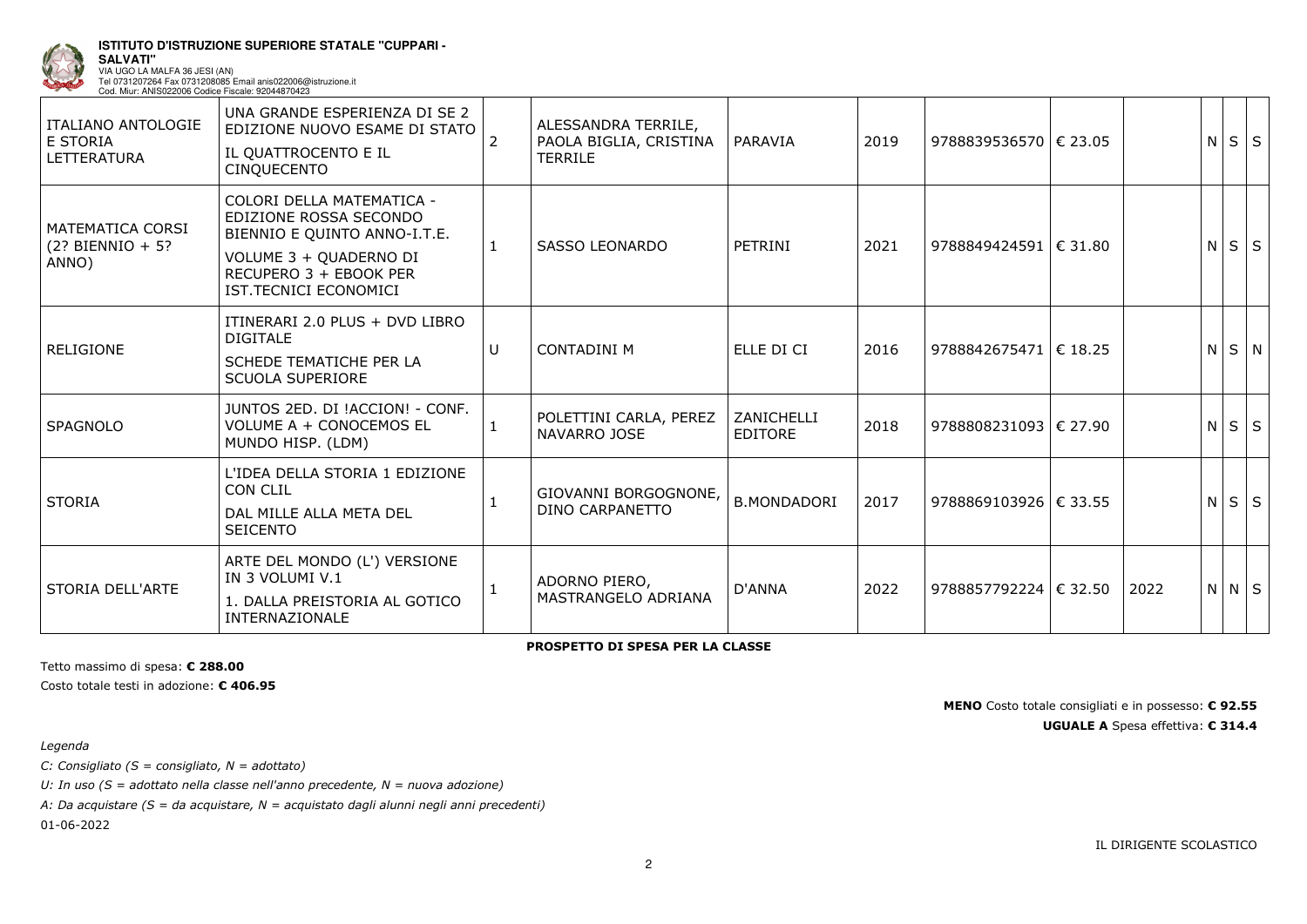**ISTITUTO D'ISTRUZIONE SUPERIORE STATALE "CUPPARI - SALVATI"**
VIA UGO LA MALFA 36 JESI (AN)
Tel 0731207264 Fax 0731208085 Email anis022006@istruzione.it
Cod. Miur: ANIS022006 Codice Fiscale: 92044870423

| | | | | | | | | | | | |
|---|---|---|---|---|---|---|---|---|---|---|---|
| ITALIANO ANTOLOGIE E STORIA LETTERATURA | UNA GRANDE ESPERIENZA DI SE 2 EDIZIONE NUOVO ESAME DI STATO<br>IL QUATTROCENTO E IL CINQUECENTO | 2 | ALESSANDRA TERRILE, PAOLA BIGLIA, CRISTINA TERRILE | PARAVIA | 2019 | 9788839536570 | € 23.05 | | N | S | S |
| MATEMATICA CORSI (2? BIENNIO + 5? ANNO) | COLORI DELLA MATEMATICA - EDIZIONE ROSSA SECONDO BIENNIO E QUINTO ANNO-I.T.E.<br>VOLUME 3 + QUADERNO DI RECUPERO 3 + EBOOK PER IST.TECNICI ECONOMICI | 1 | SASSO LEONARDO | PETRINI | 2021 | 9788849424591 | € 31.80 | | N | S | S |
| RELIGIONE | ITINERARI 2.0 PLUS + DVD LIBRO DIGITALE<br>SCHEDE TEMATICHE PER LA SCUOLA SUPERIORE | U | CONTADINI M | ELLE DI CI | 2016 | 9788842675471 | € 18.25 | | N | S | N |
| SPAGNOLO | JUNTOS 2ED. DI !ACCION! - CONF. VOLUME A + CONOCEMOS EL MUNDO HISP. (LDM) | 1 | POLETTINI CARLA, PEREZ NAVARRO JOSE | ZANICHELLI EDITORE | 2018 | 9788808231093 | € 27.90 | | N | S | S |
| STORIA | L'IDEA DELLA STORIA 1 EDIZIONE CON CLIL<br>DAL MILLE ALLA META DEL SEICENTO | 1 | GIOVANNI BORGOGNONE, DINO CARPANETTO | B.MONDADORI | 2017 | 9788869103926 | € 33.55 | | N | S | S |
| STORIA DELL'ARTE | ARTE DEL MONDO (L') VERSIONE IN 3 VOLUMI V.1<br>1. DALLA PREISTORIA AL GOTICO INTERNAZIONALE | 1 | ADORNO PIERO, MASTRANGELO ADRIANA | D'ANNA | 2022 | 9788857792224 | € 32.50 | 2022 | N | N | S |

**PROSPETTO DI SPESA PER LA CLASSE**

Tetto massimo di spesa: **€ 288.00**

Costo totale testi in adozione: **€ 406.95**

**MENO** Costo totale consigliati e in possesso: **€ 92.55**

**UGUALE A** Spesa effettiva: **€ 314.4**

*Legenda*

*C: Consigliato (S = consigliato, N = adottato)*

*U: In uso (S = adottato nella classe nell'anno precedente, N = nuova adozione)*

*A: Da acquistare (S = da acquistare, N = acquistato dagli alunni negli anni precedenti)*

01-06-2022

IL DIRIGENTE SCOLASTICO